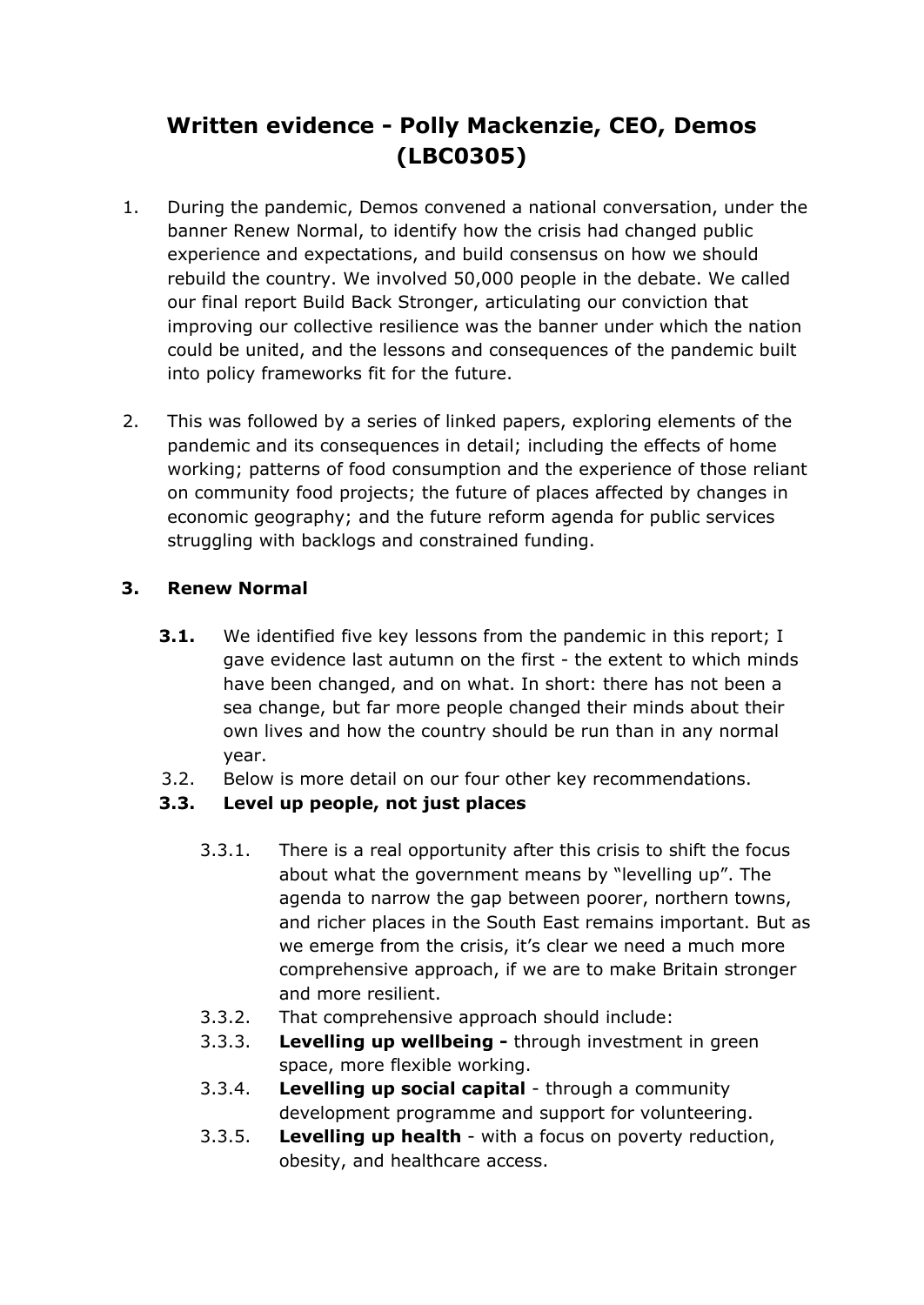# Written evidence - Polly Mackenzie, CEO, Demos (LBC0305)

1. During the pandemic, Demos convened a national conversation, under the banner Renew Normal, to identify how the crisis had changed public experience and expectations, and build consensus on how we should rebuild the country. We involved 50,000 people in the debate. We called our final report Build Back Stronger, articulating our conviction that improving our collective resilience was the banner under which the nation could be united, and the lessons and consequences of the pandemic built into policy frameworks fit for the future.

2. This was followed by a series of linked papers, exploring elements of the pandemic and its consequences in detail; including the effects of home working; patterns of food consumption and the experience of those reliant on community food projects; the future of places affected by changes in economic geography; and the future reform agenda for public services struggling with backlogs and constrained funding.

**3. Renew Normal**

**3.1.** We identified five key lessons from the pandemic in this report; I gave evidence last autumn on the first - the extent to which minds have been changed, and on what. In short: there has not been a sea change, but far more people changed their minds about their own lives and how the country should be run than in any normal year.

3.2. Below is more detail on our four other key recommendations.

**3.3. Level up people, not just places**

3.3.1. There is a real opportunity after this crisis to shift the focus about what the government means by "levelling up". The agenda to narrow the gap between poorer, northern towns, and richer places in the South East remains important. But as we emerge from the crisis, it's clear we need a much more comprehensive approach, if we are to make Britain stronger and more resilient.

3.3.2. That comprehensive approach should include:

3.3.3. **Levelling up wellbeing -** through investment in green space, more flexible working.

3.3.4. **Levelling up social capital** - through a community development programme and support for volunteering.

3.3.5. **Levelling up health** - with a focus on poverty reduction, obesity, and healthcare access.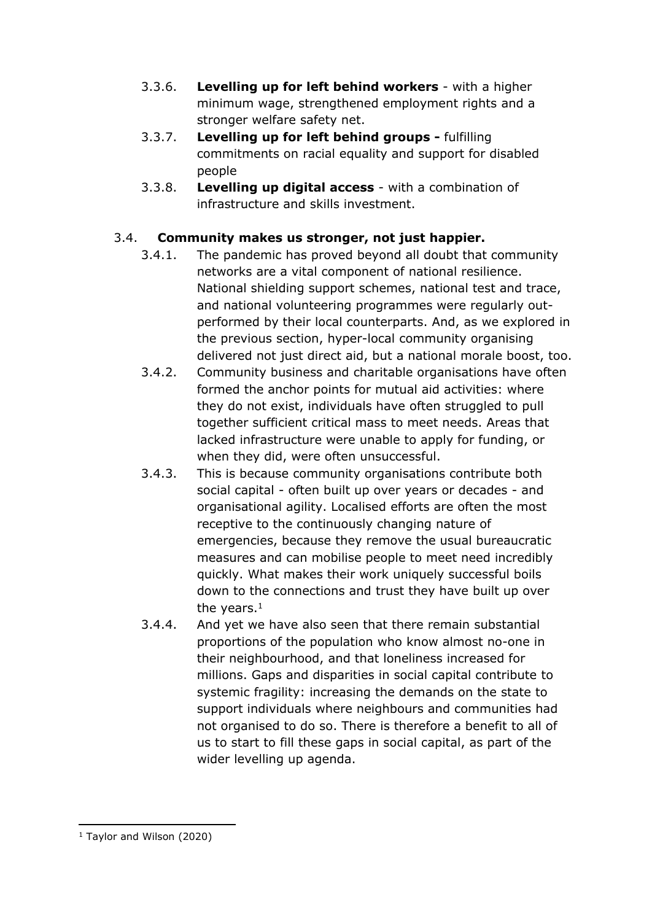3.3.6. **Levelling up for left behind workers** - with a higher minimum wage, strengthened employment rights and a stronger welfare safety net.

3.3.7. **Levelling up for left behind groups -** fulfilling commitments on racial equality and support for disabled people

3.3.8. **Levelling up digital access** - with a combination of infrastructure and skills investment.

### 3.4. **Community makes us stronger, not just happier.**

3.4.1. The pandemic has proved beyond all doubt that community networks are a vital component of national resilience. National shielding support schemes, national test and trace, and national volunteering programmes were regularly out-performed by their local counterparts. And, as we explored in the previous section, hyper-local community organising delivered not just direct aid, but a national morale boost, too.

3.4.2. Community business and charitable organisations have often formed the anchor points for mutual aid activities: where they do not exist, individuals have often struggled to pull together sufficient critical mass to meet needs. Areas that lacked infrastructure were unable to apply for funding, or when they did, were often unsuccessful.

3.4.3. This is because community organisations contribute both social capital - often built up over years or decades - and organisational agility. Localised efforts are often the most receptive to the continuously changing nature of emergencies, because they remove the usual bureaucratic measures and can mobilise people to meet need incredibly quickly. What makes their work uniquely successful boils down to the connections and trust they have built up over the years.[1]

3.4.4. And yet we have also seen that there remain substantial proportions of the population who know almost no-one in their neighbourhood, and that loneliness increased for millions. Gaps and disparities in social capital contribute to systemic fragility: increasing the demands on the state to support individuals where neighbours and communities had not organised to do so. There is therefore a benefit to all of us to start to fill these gaps in social capital, as part of the wider levelling up agenda.

---

[1] Taylor and Wilson (2020)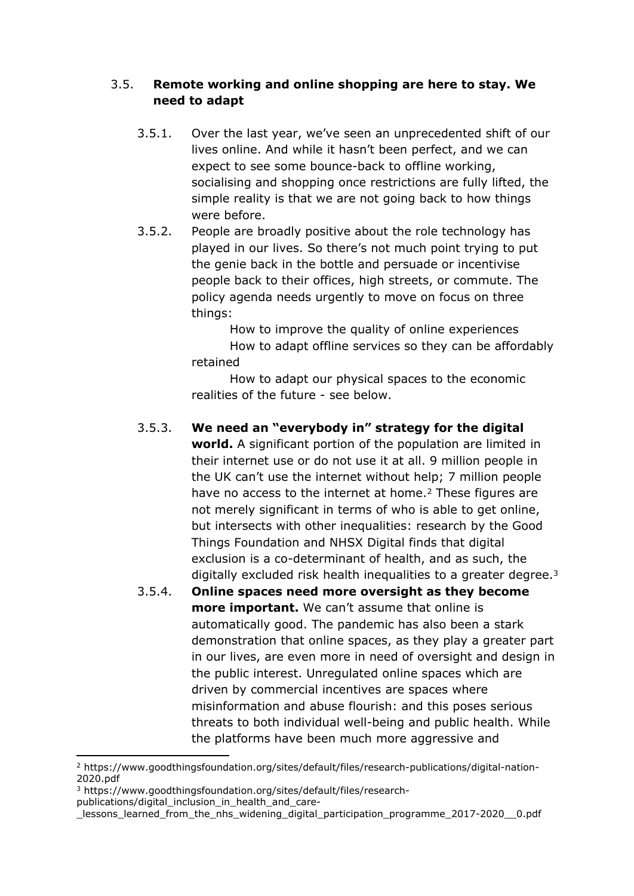### 3.5. **Remote working and online shopping are here to stay. We need to adapt**

3.5.1. Over the last year, we've seen an unprecedented shift of our lives online. And while it hasn't been perfect, and we can expect to see some bounce-back to offline working, socialising and shopping once restrictions are fully lifted, the simple reality is that we are not going back to how things were before.

3.5.2. People are broadly positive about the role technology has played in our lives. So there's not much point trying to put the genie back in the bottle and persuade or incentivise people back to their offices, high streets, or commute. The policy agenda needs urgently to move on focus on three things:

- How to improve the quality of online experiences
- How to adapt offline services so they can be affordably retained
- How to adapt our physical spaces to the economic realities of the future - see below.

3.5.3. **We need an "everybody in" strategy for the digital world.** A significant portion of the population are limited in their internet use or do not use it at all. 9 million people in the UK can't use the internet without help; 7 million people have no access to the internet at home.[2] These figures are not merely significant in terms of who is able to get online, but intersects with other inequalities: research by the Good Things Foundation and NHSX Digital finds that digital exclusion is a co-determinant of health, and as such, the digitally excluded risk health inequalities to a greater degree.[3]

3.5.4. **Online spaces need more oversight as they become more important.** We can't assume that online is automatically good. The pandemic has also been a stark demonstration that online spaces, as they play a greater part in our lives, are even more in need of oversight and design in the public interest. Unregulated online spaces which are driven by commercial incentives are spaces where misinformation and abuse flourish: and this poses serious threats to both individual well-being and public health. While the platforms have been much more aggressive and

---

[2] https://www.goodthingsfoundation.org/sites/default/files/research-publications/digital-nation-2020.pdf

[3] https://www.goodthingsfoundation.org/sites/default/files/research-publications/digital_inclusion_in_health_and_care-_lessons_learned_from_the_nhs_widening_digital_participation_programme_2017-2020__0.pdf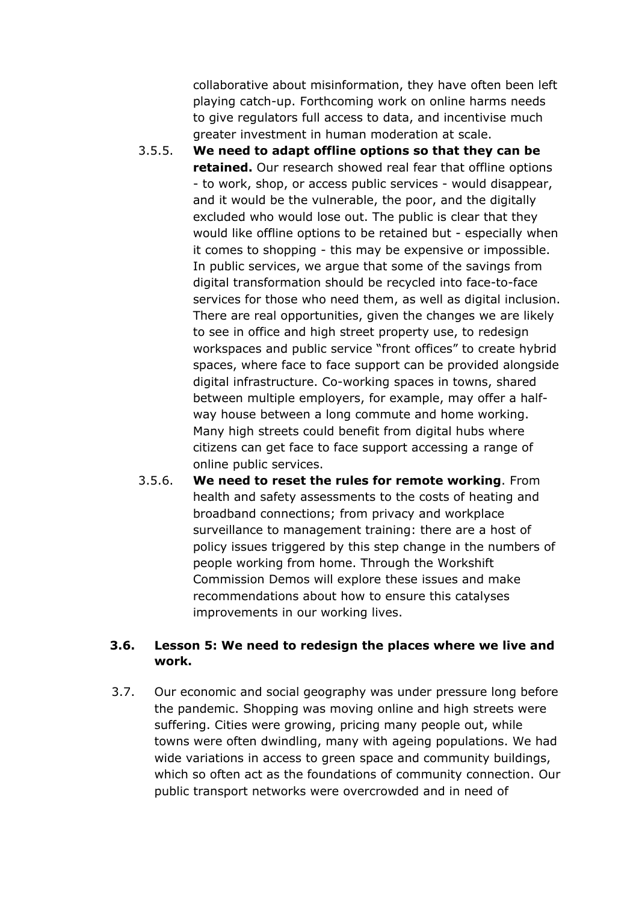collaborative about misinformation, they have often been left playing catch-up. Forthcoming work on online harms needs to give regulators full access to data, and incentivise much greater investment in human moderation at scale.

3.5.5. **We need to adapt offline options so that they can be retained.** Our research showed real fear that offline options - to work, shop, or access public services - would disappear, and it would be the vulnerable, the poor, and the digitally excluded who would lose out. The public is clear that they would like offline options to be retained but - especially when it comes to shopping - this may be expensive or impossible. In public services, we argue that some of the savings from digital transformation should be recycled into face-to-face services for those who need them, as well as digital inclusion. There are real opportunities, given the changes we are likely to see in office and high street property use, to redesign workspaces and public service "front offices" to create hybrid spaces, where face to face support can be provided alongside digital infrastructure. Co-working spaces in towns, shared between multiple employers, for example, may offer a half-way house between a long commute and home working. Many high streets could benefit from digital hubs where citizens can get face to face support accessing a range of online public services.

3.5.6. **We need to reset the rules for remote working**. From health and safety assessments to the costs of heating and broadband connections; from privacy and workplace surveillance to management training: there are a host of policy issues triggered by this step change in the numbers of people working from home. Through the Workshift Commission Demos will explore these issues and make recommendations about how to ensure this catalyses improvements in our working lives.

### 3.6. Lesson 5: We need to redesign the places where we live and work.

3.7. Our economic and social geography was under pressure long before the pandemic. Shopping was moving online and high streets were suffering. Cities were growing, pricing many people out, while towns were often dwindling, many with ageing populations. We had wide variations in access to green space and community buildings, which so often act as the foundations of community connection. Our public transport networks were overcrowded and in need of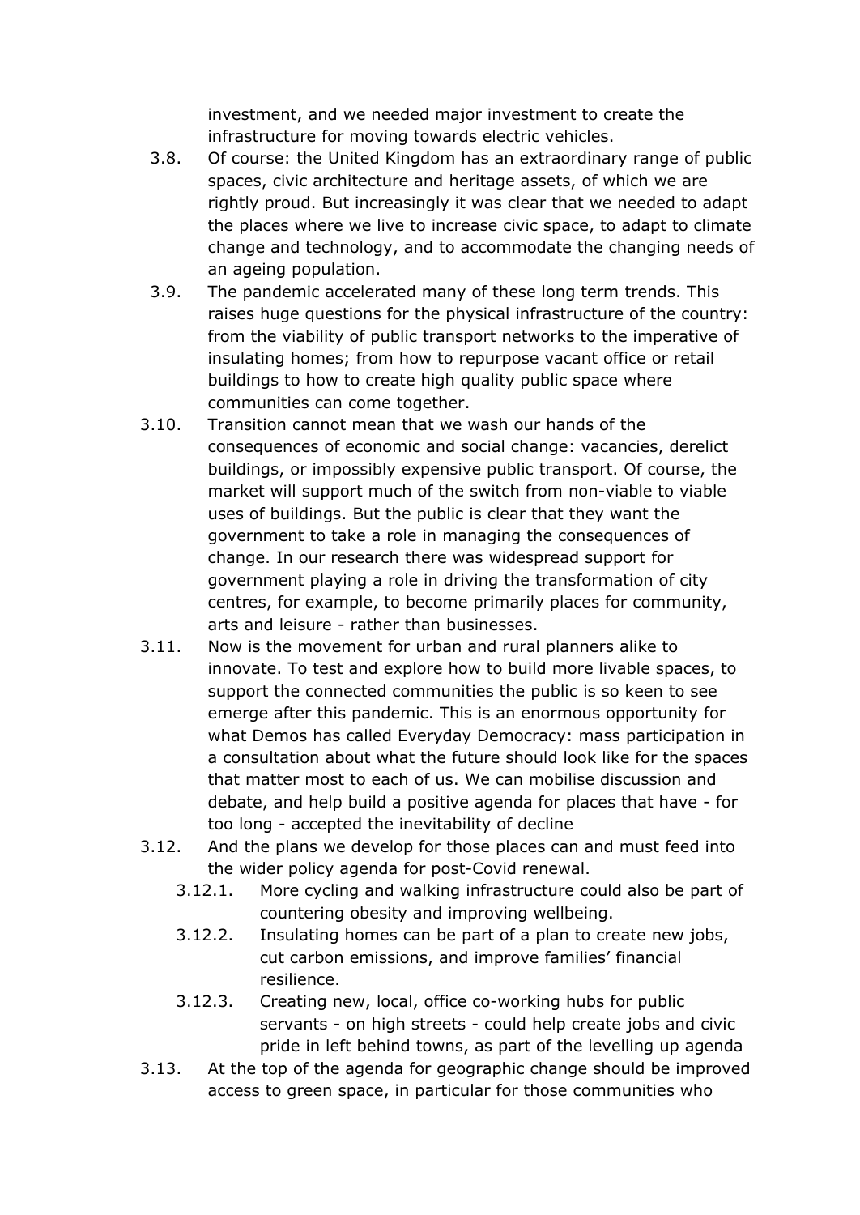investment, and we needed major investment to create the infrastructure for moving towards electric vehicles.

3.8. Of course: the United Kingdom has an extraordinary range of public spaces, civic architecture and heritage assets, of which we are rightly proud. But increasingly it was clear that we needed to adapt the places where we live to increase civic space, to adapt to climate change and technology, and to accommodate the changing needs of an ageing population.

3.9. The pandemic accelerated many of these long term trends. This raises huge questions for the physical infrastructure of the country: from the viability of public transport networks to the imperative of insulating homes; from how to repurpose vacant office or retail buildings to how to create high quality public space where communities can come together.

3.10. Transition cannot mean that we wash our hands of the consequences of economic and social change: vacancies, derelict buildings, or impossibly expensive public transport. Of course, the market will support much of the switch from non-viable to viable uses of buildings. But the public is clear that they want the government to take a role in managing the consequences of change. In our research there was widespread support for government playing a role in driving the transformation of city centres, for example, to become primarily places for community, arts and leisure - rather than businesses.

3.11. Now is the movement for urban and rural planners alike to innovate. To test and explore how to build more livable spaces, to support the connected communities the public is so keen to see emerge after this pandemic. This is an enormous opportunity for what Demos has called Everyday Democracy: mass participation in a consultation about what the future should look like for the spaces that matter most to each of us. We can mobilise discussion and debate, and help build a positive agenda for places that have - for too long - accepted the inevitability of decline

3.12. And the plans we develop for those places can and must feed into the wider policy agenda for post-Covid renewal.

3.12.1. More cycling and walking infrastructure could also be part of countering obesity and improving wellbeing.

3.12.2. Insulating homes can be part of a plan to create new jobs, cut carbon emissions, and improve families' financial resilience.

3.12.3. Creating new, local, office co-working hubs for public servants - on high streets - could help create jobs and civic pride in left behind towns, as part of the levelling up agenda

3.13. At the top of the agenda for geographic change should be improved access to green space, in particular for those communities who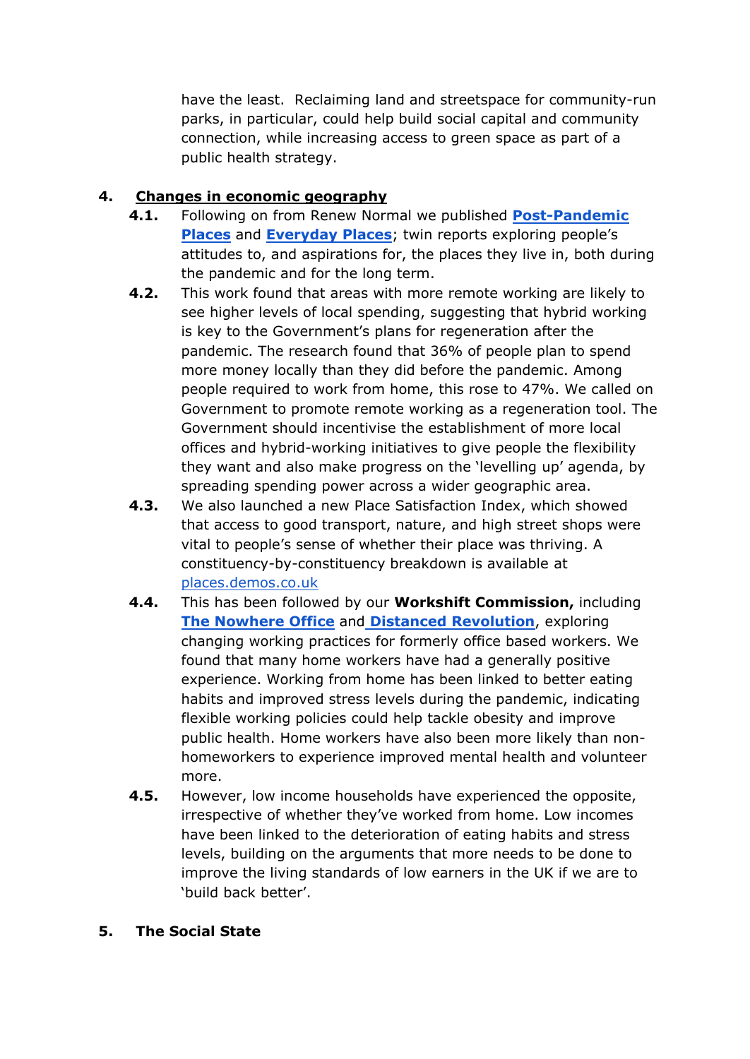have the least. Reclaiming land and streetspace for community-run parks, in particular, could help build social capital and community connection, while increasing access to green space as part of a public health strategy.

## 4. Changes in economic geography

**4.1.** Following on from Renew Normal we published **Post-Pandemic Places** and **Everyday Places**; twin reports exploring people's attitudes to, and aspirations for, the places they live in, both during the pandemic and for the long term.

**4.2.** This work found that areas with more remote working are likely to see higher levels of local spending, suggesting that hybrid working is key to the Government's plans for regeneration after the pandemic. The research found that 36% of people plan to spend more money locally than they did before the pandemic. Among people required to work from home, this rose to 47%. We called on Government to promote remote working as a regeneration tool. The Government should incentivise the establishment of more local offices and hybrid-working initiatives to give people the flexibility they want and also make progress on the 'levelling up' agenda, by spreading spending power across a wider geographic area.

**4.3.** We also launched a new Place Satisfaction Index, which showed that access to good transport, nature, and high street shops were vital to people's sense of whether their place was thriving. A constituency-by-constituency breakdown is available at places.demos.co.uk

**4.4.** This has been followed by our **Workshift Commission,** including **The Nowhere Office** and **Distanced Revolution**, exploring changing working practices for formerly office based workers. We found that many home workers have had a generally positive experience. Working from home has been linked to better eating habits and improved stress levels during the pandemic, indicating flexible working policies could help tackle obesity and improve public health. Home workers have also been more likely than non-homeworkers to experience improved mental health and volunteer more.

**4.5.** However, low income households have experienced the opposite, irrespective of whether they've worked from home. Low incomes have been linked to the deterioration of eating habits and stress levels, building on the arguments that more needs to be done to improve the living standards of low earners in the UK if we are to 'build back better'.

## 5. The Social State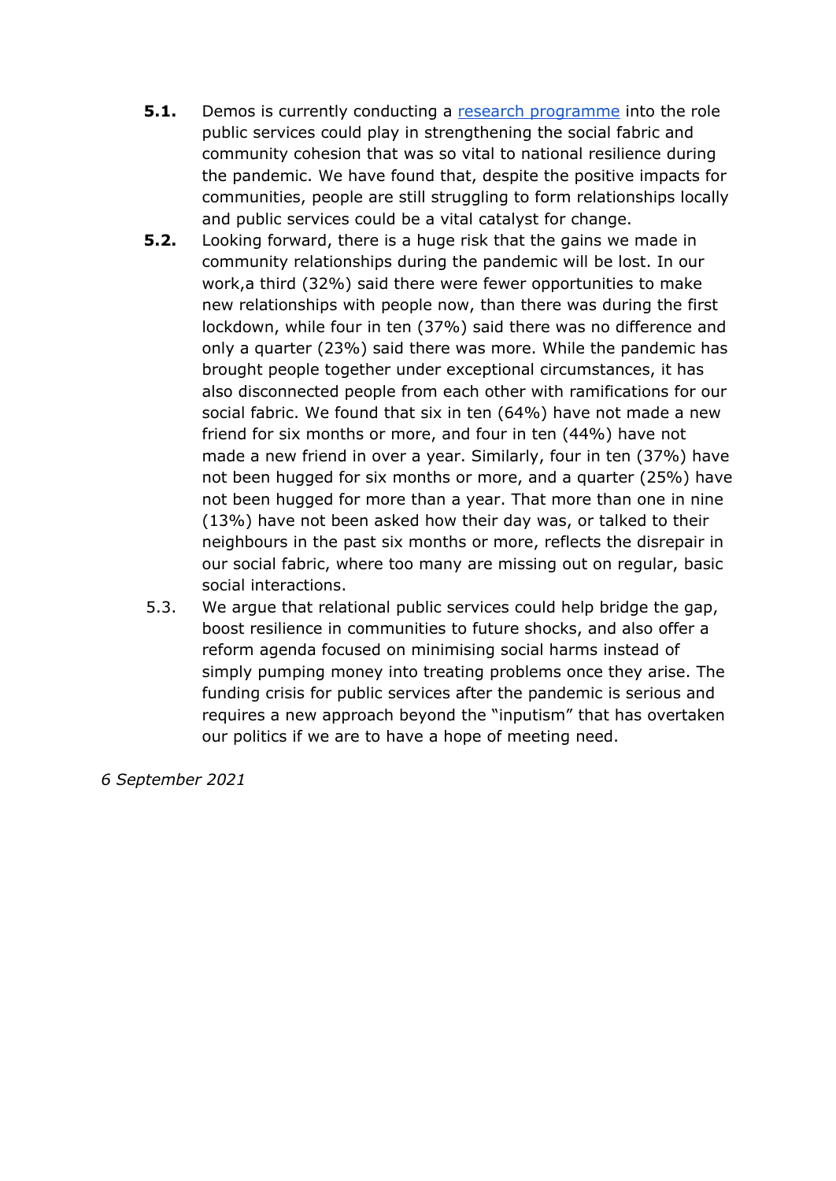**5.1.** Demos is currently conducting a [research programme](research programme) into the role public services could play in strengthening the social fabric and community cohesion that was so vital to national resilience during the pandemic. We have found that, despite the positive impacts for communities, people are still struggling to form relationships locally and public services could be a vital catalyst for change.

**5.2.** Looking forward, there is a huge risk that the gains we made in community relationships during the pandemic will be lost. In our work,a third (32%) said there were fewer opportunities to make new relationships with people now, than there was during the first lockdown, while four in ten (37%) said there was no difference and only a quarter (23%) said there was more. While the pandemic has brought people together under exceptional circumstances, it has also disconnected people from each other with ramifications for our social fabric. We found that six in ten (64%) have not made a new friend for six months or more, and four in ten (44%) have not made a new friend in over a year. Similarly, four in ten (37%) have not been hugged for six months or more, and a quarter (25%) have not been hugged for more than a year. That more than one in nine (13%) have not been asked how their day was, or talked to their neighbours in the past six months or more, reflects the disrepair in our social fabric, where too many are missing out on regular, basic social interactions.

5.3. We argue that relational public services could help bridge the gap, boost resilience in communities to future shocks, and also offer a reform agenda focused on minimising social harms instead of simply pumping money into treating problems once they arise. The funding crisis for public services after the pandemic is serious and requires a new approach beyond the "inputism" that has overtaken our politics if we are to have a hope of meeting need.

*6 September 2021*